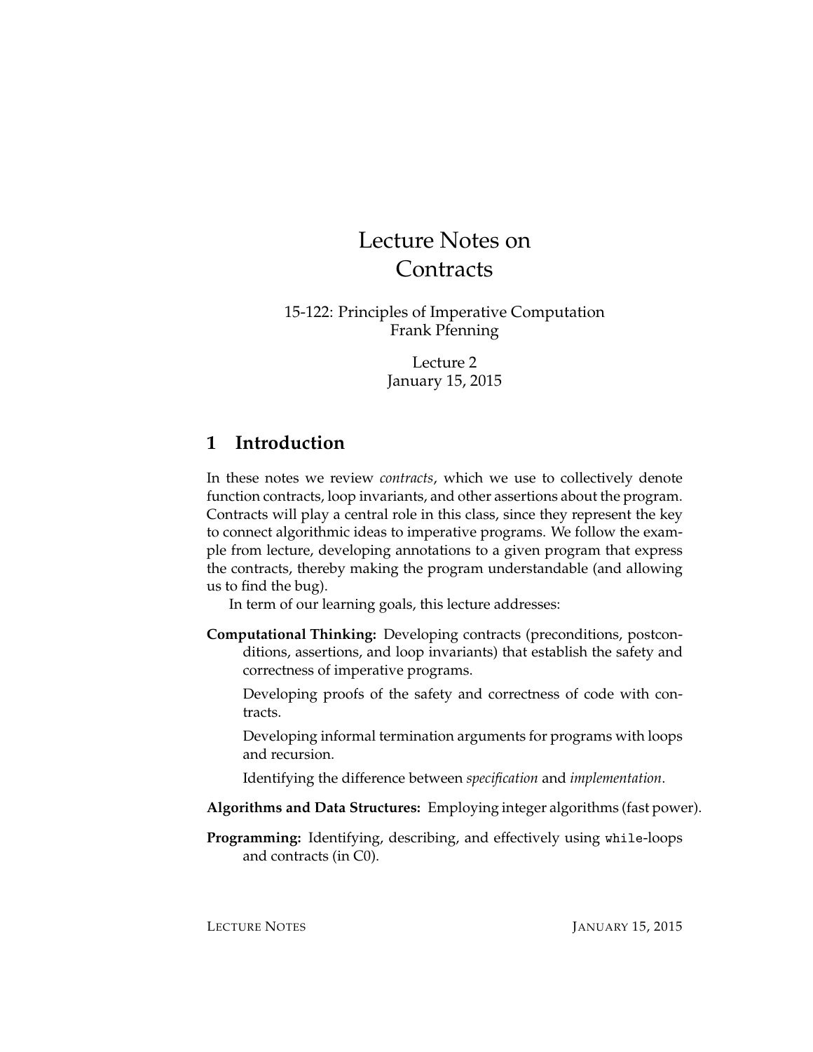# Lecture Notes on Contracts

15-122: Principles of Imperative Computation
Frank Pfenning

Lecture 2
January 15, 2015

## 1 Introduction

In these notes we review *contracts*, which we use to collectively denote function contracts, loop invariants, and other assertions about the program. Contracts will play a central role in this class, since they represent the key to connect algorithmic ideas to imperative programs. We follow the example from lecture, developing annotations to a given program that express the contracts, thereby making the program understandable (and allowing us to find the bug).

In term of our learning goals, this lecture addresses:

**Computational Thinking:** Developing contracts (preconditions, postconditions, assertions, and loop invariants) that establish the safety and correctness of imperative programs.

Developing proofs of the safety and correctness of code with contracts.

Developing informal termination arguments for programs with loops and recursion.

Identifying the difference between *specification* and *implementation*.

**Algorithms and Data Structures:** Employing integer algorithms (fast power).

**Programming:** Identifying, describing, and effectively using `while`-loops and contracts (in C0).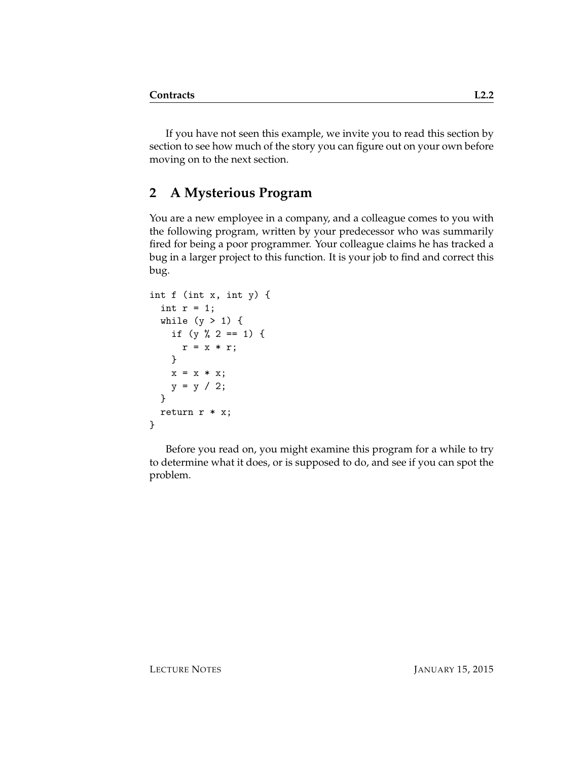If you have not seen this example, we invite you to read this section by section to see how much of the story you can figure out on your own before moving on to the next section.

## 2 A Mysterious Program

You are a new employee in a company, and a colleague comes to you with the following program, written by your predecessor who was summarily fired for being a poor programmer. Your colleague claims he has tracked a bug in a larger project to this function. It is your job to find and correct this bug.

```
int f (int x, int y) {
  int r = 1;
  while (y > 1) {
    if (y % 2 == 1) {
      r = x * r;
    }
    x = x * x;
    y = y / 2;
  }
  return r * x;
}
```

Before you read on, you might examine this program for a while to try to determine what it does, or is supposed to do, and see if you can spot the problem.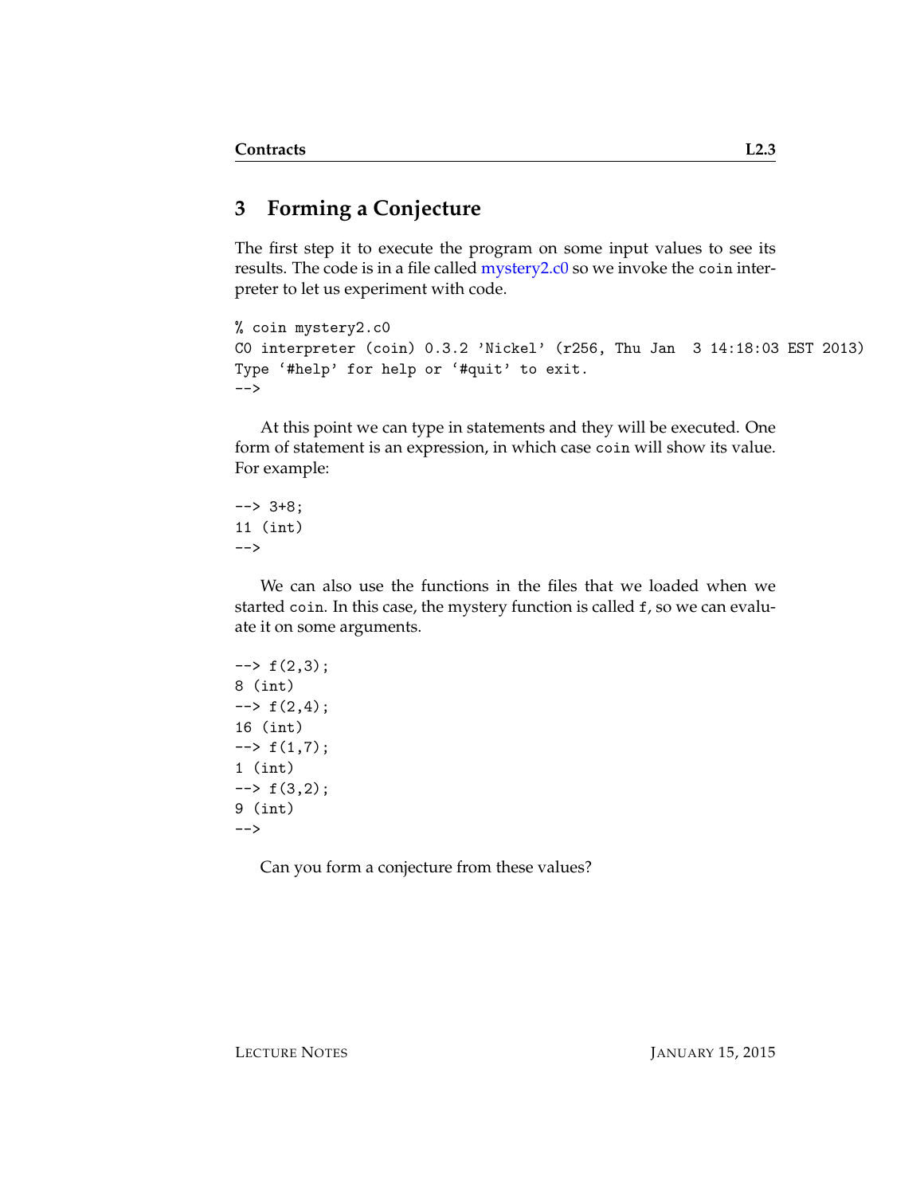## 3 Forming a Conjecture

The first step it to execute the program on some input values to see its results. The code is in a file called mystery2.c0 so we invoke the `coin` interpreter to let us experiment with code.

```
% coin mystery2.c0
C0 interpreter (coin) 0.3.2 'Nickel' (r256, Thu Jan  3 14:18:03 EST 2013)
Type '#help' for help or '#quit' to exit.
-->
```

At this point we can type in statements and they will be executed. One form of statement is an expression, in which case `coin` will show its value. For example:

```
--> 3+8;
11 (int)
-->
```

We can also use the functions in the files that we loaded when we started `coin`. In this case, the mystery function is called `f`, so we can evaluate it on some arguments.

```
--> f(2,3);
8 (int)
--> f(2,4);
16 (int)
--> f(1,7);
1 (int)
--> f(3,2);
9 (int)
-->
```

Can you form a conjecture from these values?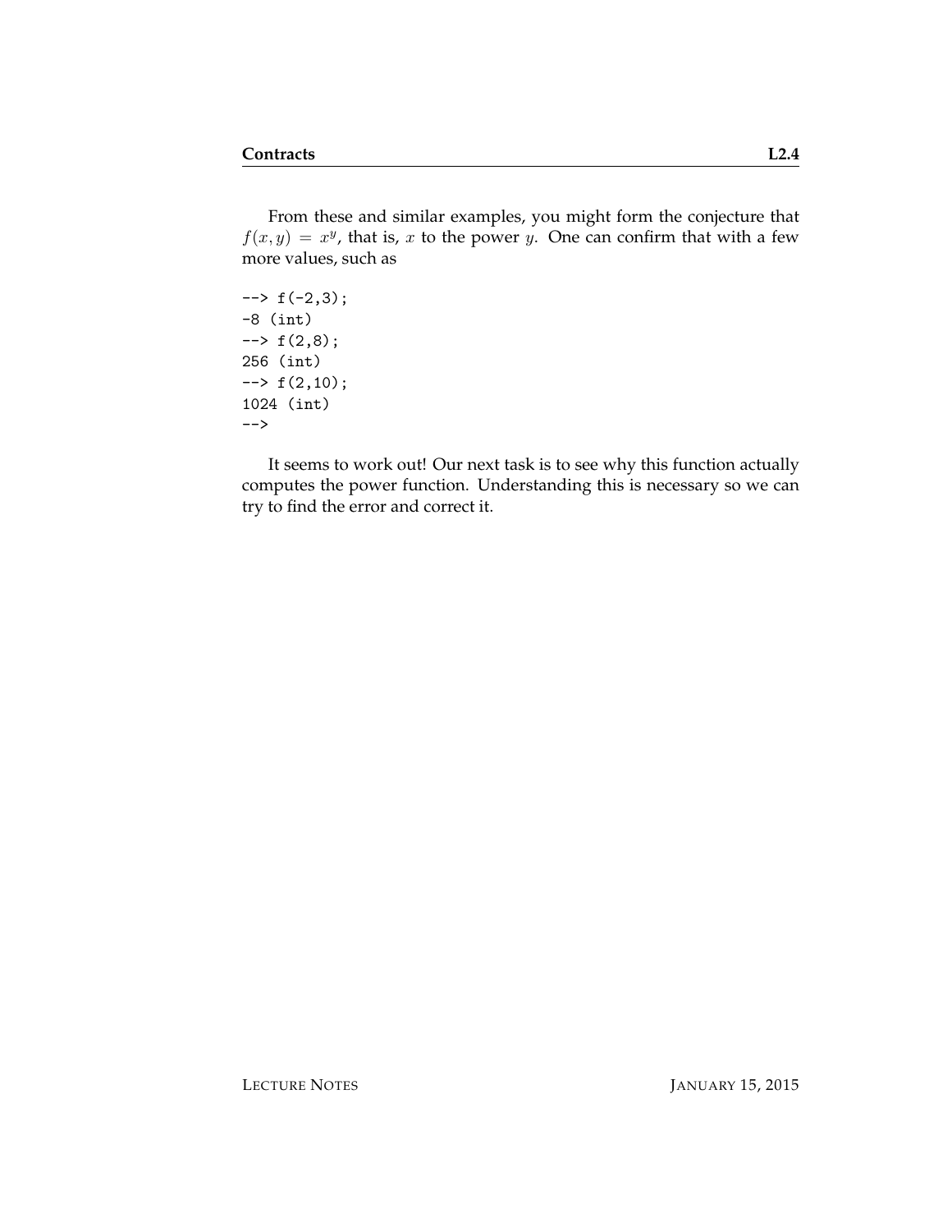From these and similar examples, you might form the conjecture that $f(x, y) = x^y$, that is, $x$ to the power $y$. One can confirm that with a few more values, such as

```
--> f(-2,3);
-8 (int)
--> f(2,8);
256 (int)
--> f(2,10);
1024 (int)
-->
```

It seems to work out! Our next task is to see why this function actually computes the power function. Understanding this is necessary so we can try to find the error and correct it.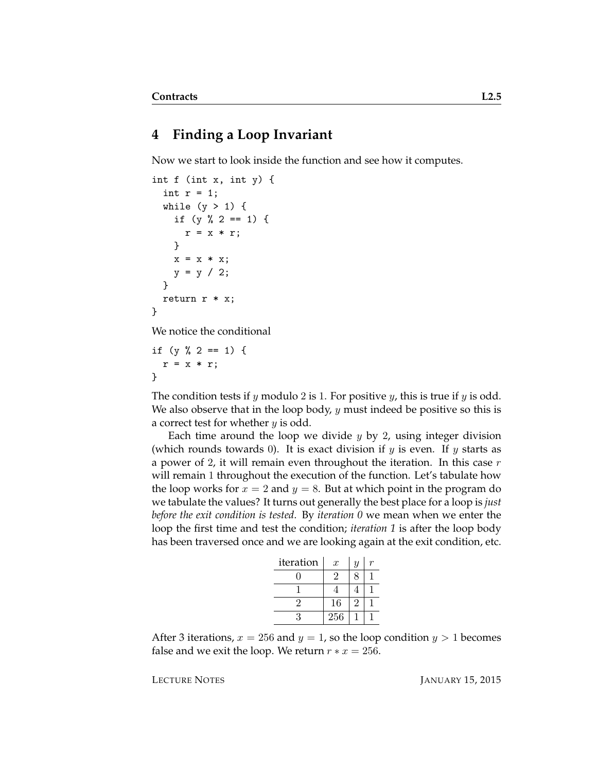## 4 Finding a Loop Invariant

Now we start to look inside the function and see how it computes.

```
int f (int x, int y) {
  int r = 1;
  while (y > 1) {
    if (y % 2 == 1) {
      r = x * r;
    }
    x = x * x;
    y = y / 2;
  }
  return r * x;
}
```

We notice the conditional

```
if (y % 2 == 1) {
  r = x * r;
}
```

The condition tests if $y$ modulo $2$ is $1$. For positive $y$, this is true if $y$ is odd. We also observe that in the loop body, $y$ must indeed be positive so this is a correct test for whether $y$ is odd.

Each time around the loop we divide $y$ by $2$, using integer division (which rounds towards $0$). It is exact division if $y$ is even. If $y$ starts as a power of $2$, it will remain even throughout the iteration. In this case $r$ will remain $1$ throughout the execution of the function. Let's tabulate how the loop works for $x = 2$ and $y = 8$. But at which point in the program do we tabulate the values? It turns out generally the best place for a loop is *just before the exit condition is tested*. By *iteration 0* we mean when we enter the loop the first time and test the condition; *iteration 1* is after the loop body has been traversed once and we are looking again at the exit condition, etc.

| iteration | $x$ | $y$ | $r$ |
|---|---|---|---|
| 0 | 2 | 8 | 1 |
| 1 | 4 | 4 | 1 |
| 2 | 16 | 2 | 1 |
| 3 | 256 | 1 | 1 |

After 3 iterations, $x = 256$ and $y = 1$, so the loop condition $y > 1$ becomes false and we exit the loop. We return $r * x = 256$.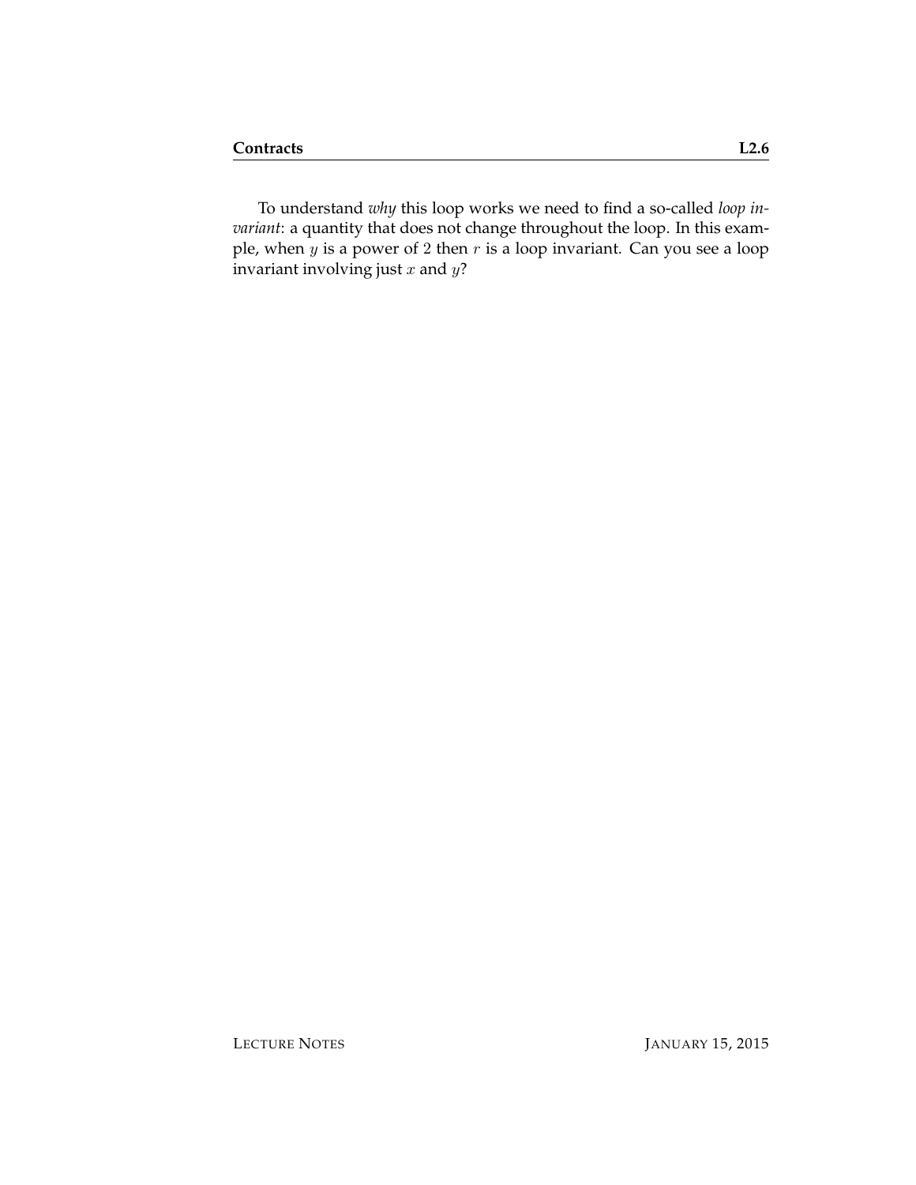To understand *why* this loop works we need to find a so-called *loop invariant*: a quantity that does not change throughout the loop. In this example, when $y$ is a power of 2 then $r$ is a loop invariant. Can you see a loop invariant involving just $x$ and $y$?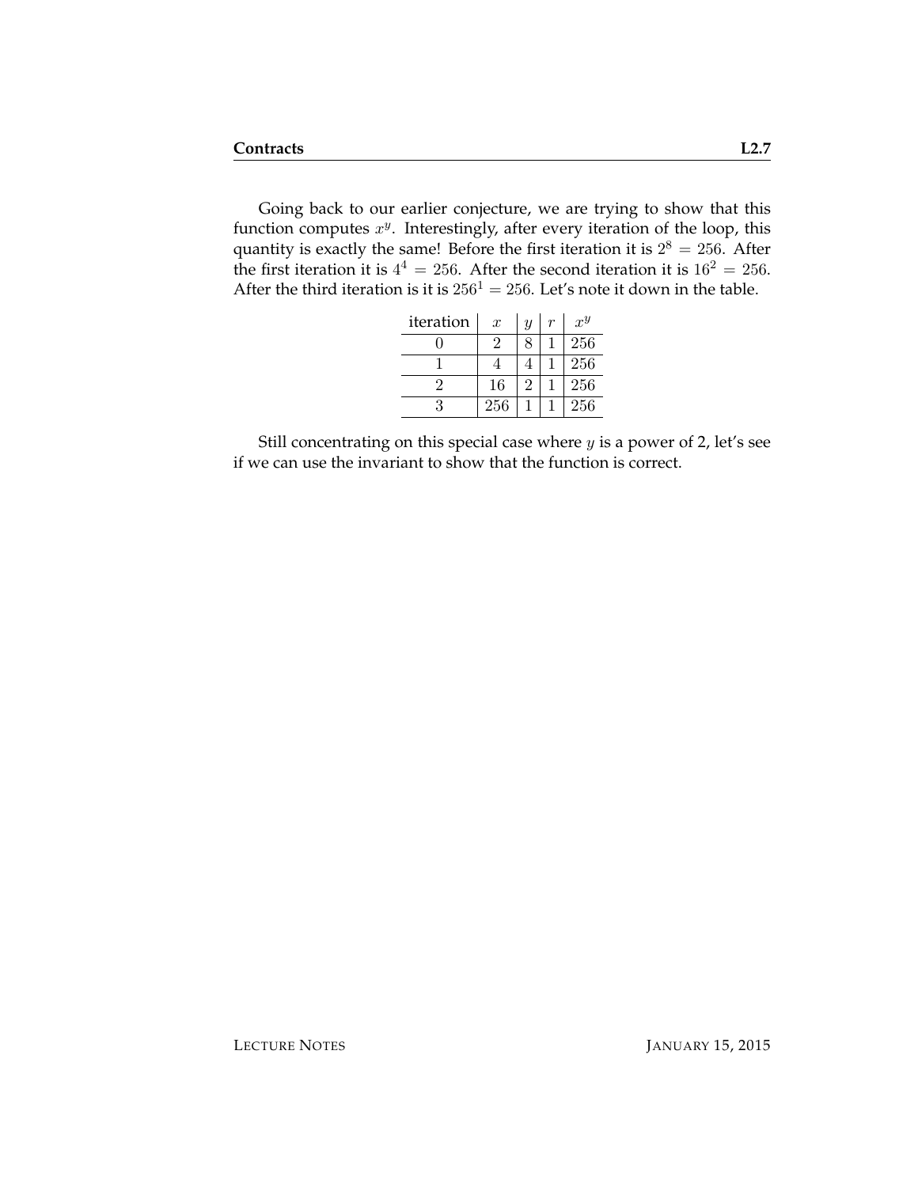Going back to our earlier conjecture, we are trying to show that this function computes $x^y$. Interestingly, after every iteration of the loop, this quantity is exactly the same! Before the first iteration it is $2^8 = 256$. After the first iteration it is $4^4 = 256$. After the second iteration it is $16^2 = 256$. After the third iteration is it is $256^1 = 256$. Let's note it down in the table.

| iteration | $x$ | $y$ | $r$ | $x^y$ |
|---|---|---|---|---|
| 0 | 2 | 8 | 1 | 256 |
| 1 | 4 | 4 | 1 | 256 |
| 2 | 16 | 2 | 1 | 256 |
| 3 | 256 | 1 | 1 | 256 |

Still concentrating on this special case where $y$ is a power of 2, let's see if we can use the invariant to show that the function is correct.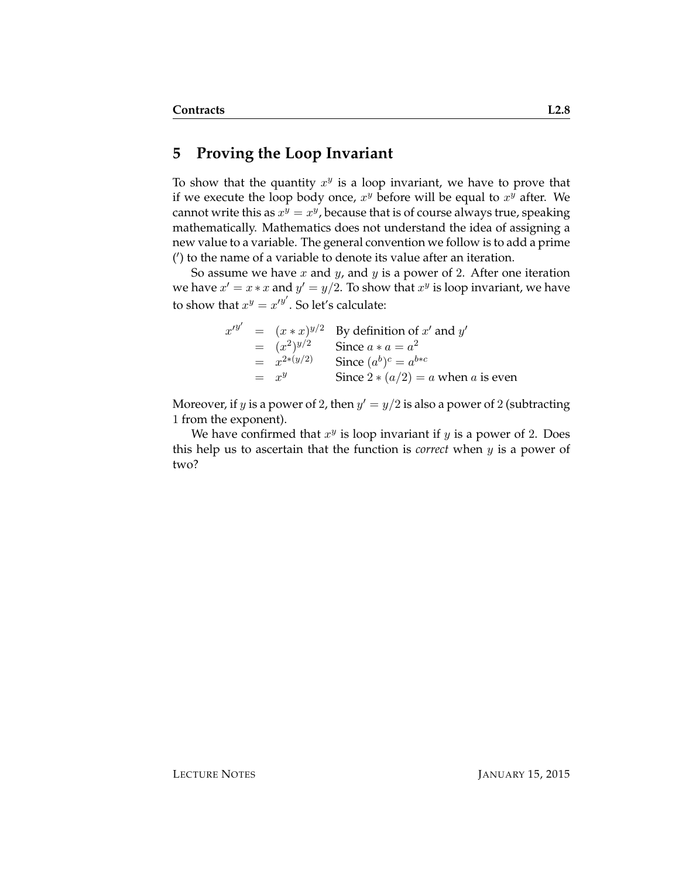## 5 Proving the Loop Invariant

To show that the quantity $x^y$ is a loop invariant, we have to prove that if we execute the loop body once, $x^y$ before will be equal to $x^y$ after. We cannot write this as $x^y = x^y$, because that is of course always true, speaking mathematically. Mathematics does not understand the idea of assigning a new value to a variable. The general convention we follow is to add a prime (′) to the name of a variable to denote its value after an iteration.

So assume we have $x$ and $y$, and $y$ is a power of 2. After one iteration we have $x' = x * x$ and $y' = y/2$. To show that $x^y$ is loop invariant, we have to show that $x^y = x'^{y'}$. So let's calculate:

$$
\begin{array}{rcll}
x'^{y'} & = & (x * x)^{y/2} & \text{By definition of } x' \text{ and } y' \\
 & = & (x^2)^{y/2} & \text{Since } a * a = a^2 \\
 & = & x^{2*(y/2)} & \text{Since } (a^b)^c = a^{b*c} \\
 & = & x^y & \text{Since } 2 * (a/2) = a \text{ when } a \text{ is even}
\end{array}
$$

Moreover, if $y$ is a power of 2, then $y' = y/2$ is also a power of 2 (subtracting 1 from the exponent).

We have confirmed that $x^y$ is loop invariant if $y$ is a power of 2. Does this help us to ascertain that the function is *correct* when $y$ is a power of two?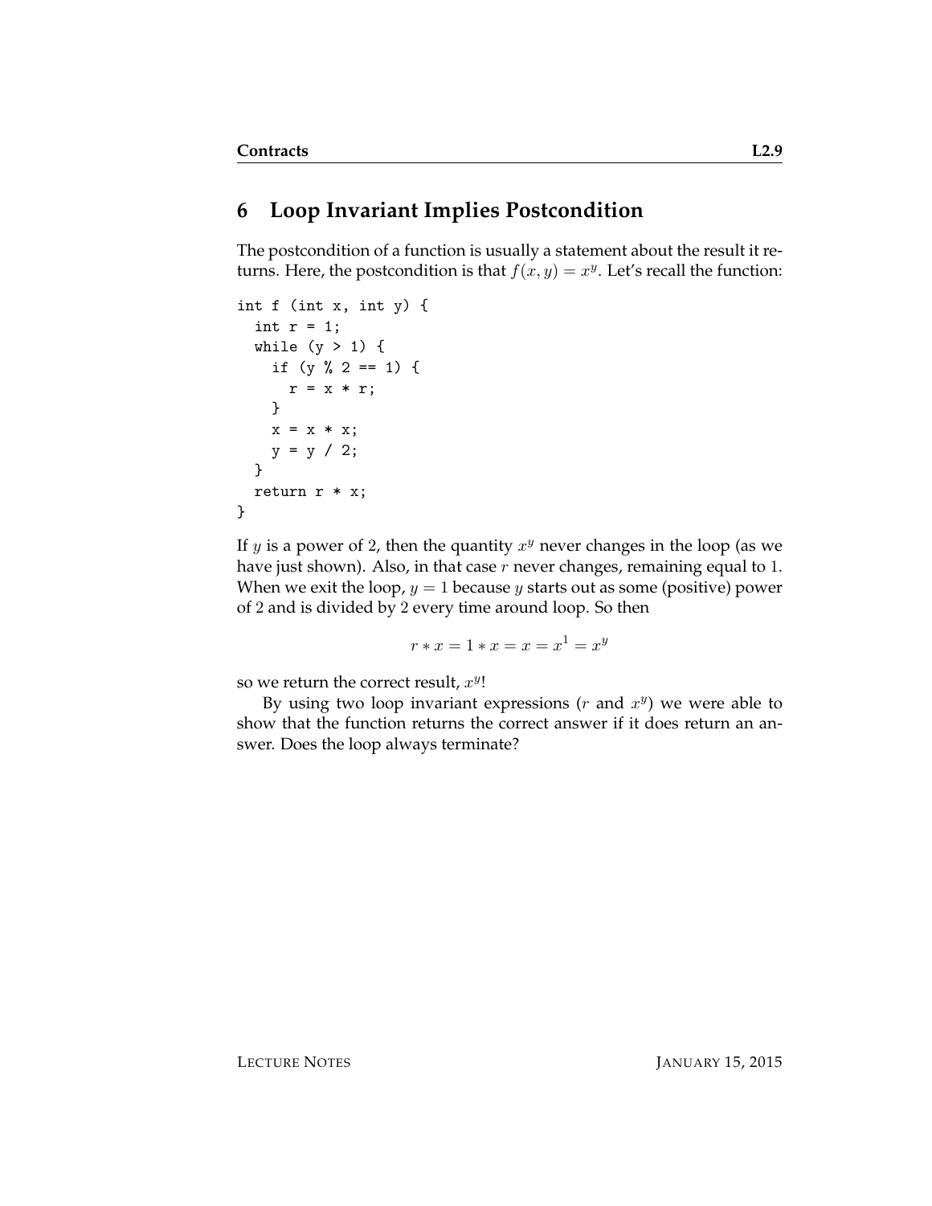## 6 Loop Invariant Implies Postcondition

The postcondition of a function is usually a statement about the result it returns. Here, the postcondition is that $f(x, y) = x^y$. Let's recall the function:

```
int f (int x, int y) {
  int r = 1;
  while (y > 1) {
    if (y % 2 == 1) {
      r = x * r;
    }
    x = x * x;
    y = y / 2;
  }
  return r * x;
}
```

If $y$ is a power of 2, then the quantity $x^y$ never changes in the loop (as we have just shown). Also, in that case $r$ never changes, remaining equal to 1. When we exit the loop, $y = 1$ because $y$ starts out as some (positive) power of 2 and is divided by 2 every time around loop. So then

$$r * x = 1 * x = x = x^1 = x^y$$

so we return the correct result, $x^y$!

By using two loop invariant expressions ($r$ and $x^y$) we were able to show that the function returns the correct answer if it does return an answer. Does the loop always terminate?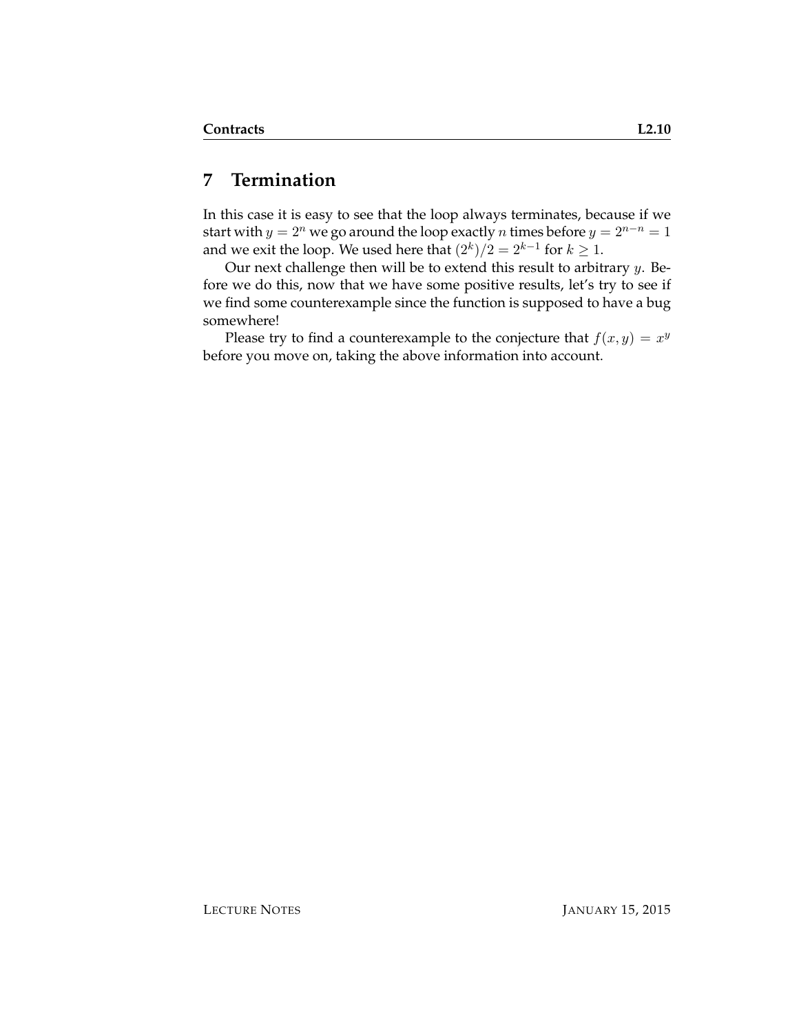## 7 Termination

In this case it is easy to see that the loop always terminates, because if we start with $y = 2^n$ we go around the loop exactly $n$ times before $y = 2^{n-n} = 1$ and we exit the loop. We used here that $(2^k)/2 = 2^{k-1}$ for $k \geq 1$.

Our next challenge then will be to extend this result to arbitrary $y$. Before we do this, now that we have some positive results, let's try to see if we find some counterexample since the function is supposed to have a bug somewhere!

Please try to find a counterexample to the conjecture that $f(x, y) = x^y$ before you move on, taking the above information into account.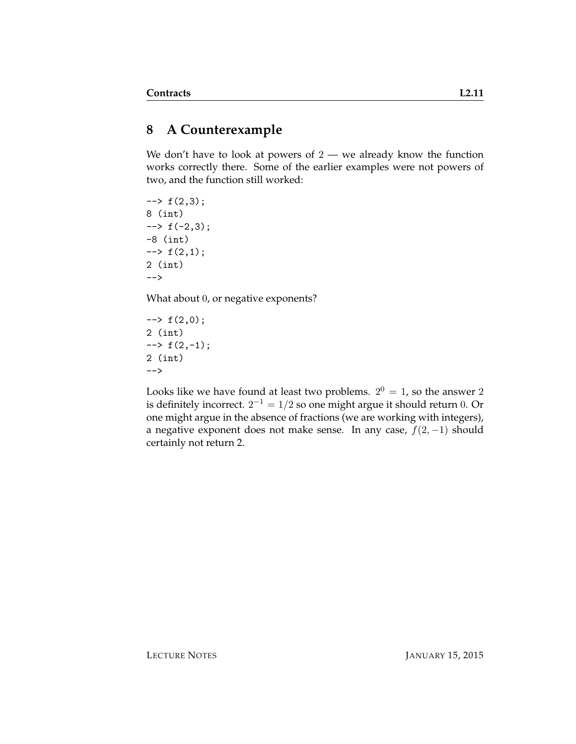## 8 A Counterexample

We don't have to look at powers of $2$ — we already know the function works correctly there. Some of the earlier examples were not powers of two, and the function still worked:

```
--> f(2,3);
8 (int)
--> f(-2,3);
-8 (int)
--> f(2,1);
2 (int)
-->
```

What about $0$, or negative exponents?

```
--> f(2,0);
2 (int)
--> f(2,-1);
2 (int)
-->
```

Looks like we have found at least two problems. $2^0 = 1$, so the answer $2$ is definitely incorrect. $2^{-1} = 1/2$ so one might argue it should return $0$. Or one might argue in the absence of fractions (we are working with integers), a negative exponent does not make sense. In any case, $f(2, -1)$ should certainly not return 2.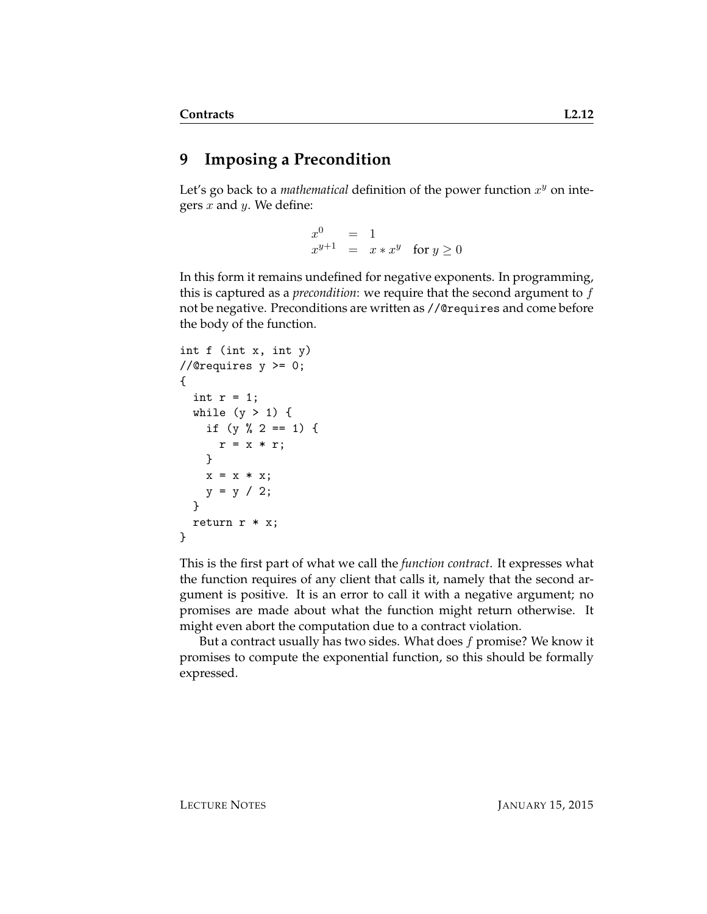## 9 Imposing a Precondition

Let's go back to a *mathematical* definition of the power function $x^y$ on integers $x$ and $y$. We define:

$$\begin{array}{lcl} x^0 & = & 1 \\ x^{y+1} & = & x * x^y \quad \text{for } y \geq 0 \end{array}$$

In this form it remains undefined for negative exponents. In programming, this is captured as a *precondition*: we require that the second argument to $f$ not be negative. Preconditions are written as `//@requires` and come before the body of the function.

```
int f (int x, int y)
//@requires y >= 0;
{
  int r = 1;
  while (y > 1) {
    if (y % 2 == 1) {
      r = x * r;
    }
    x = x * x;
    y = y / 2;
  }
  return r * x;
}
```

This is the first part of what we call the *function contract*. It expresses what the function requires of any client that calls it, namely that the second argument is positive. It is an error to call it with a negative argument; no promises are made about what the function might return otherwise. It might even abort the computation due to a contract violation.

But a contract usually has two sides. What does $f$ promise? We know it promises to compute the exponential function, so this should be formally expressed.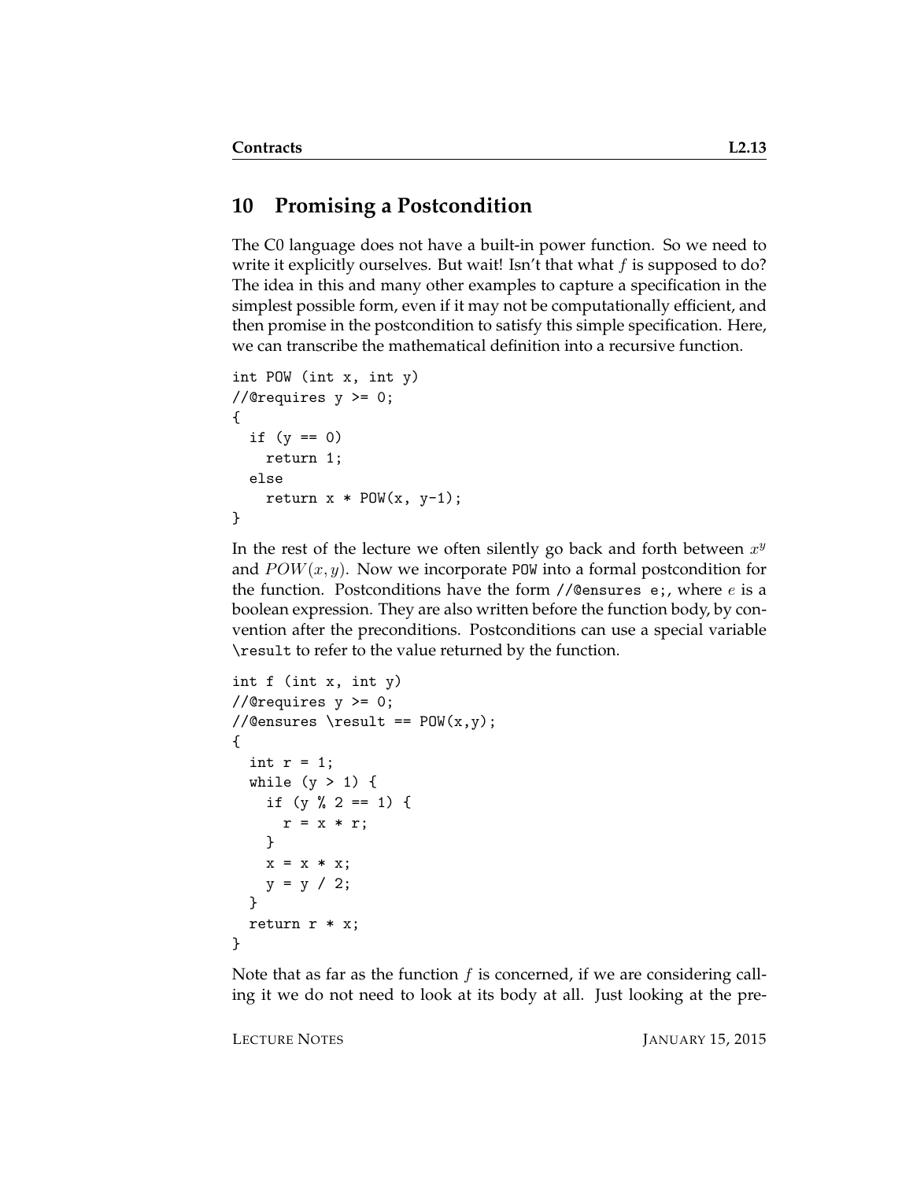## 10 Promising a Postcondition

The C0 language does not have a built-in power function. So we need to write it explicitly ourselves. But wait! Isn't that what $f$ is supposed to do? The idea in this and many other examples to capture a specification in the simplest possible form, even if it may not be computationally efficient, and then promise in the postcondition to satisfy this simple specification. Here, we can transcribe the mathematical definition into a recursive function.

```
int POW (int x, int y)
//@requires y >= 0;
{
  if (y == 0)
    return 1;
  else
    return x * POW(x, y-1);
}
```

In the rest of the lecture we often silently go back and forth between $x^y$ and $POW(x, y)$. Now we incorporate `POW` into a formal postcondition for the function. Postconditions have the form `//@ensures e;`, where $e$ is a boolean expression. They are also written before the function body, by convention after the preconditions. Postconditions can use a special variable `\result` to refer to the value returned by the function.

```
int f (int x, int y)
//@requires y >= 0;
//@ensures \result == POW(x,y);
{
  int r = 1;
  while (y > 1) {
    if (y % 2 == 1) {
      r = x * r;
    }
    x = x * x;
    y = y / 2;
  }
  return r * x;
}
```

Note that as far as the function $f$ is concerned, if we are considering calling it we do not need to look at its body at all. Just looking at the pre-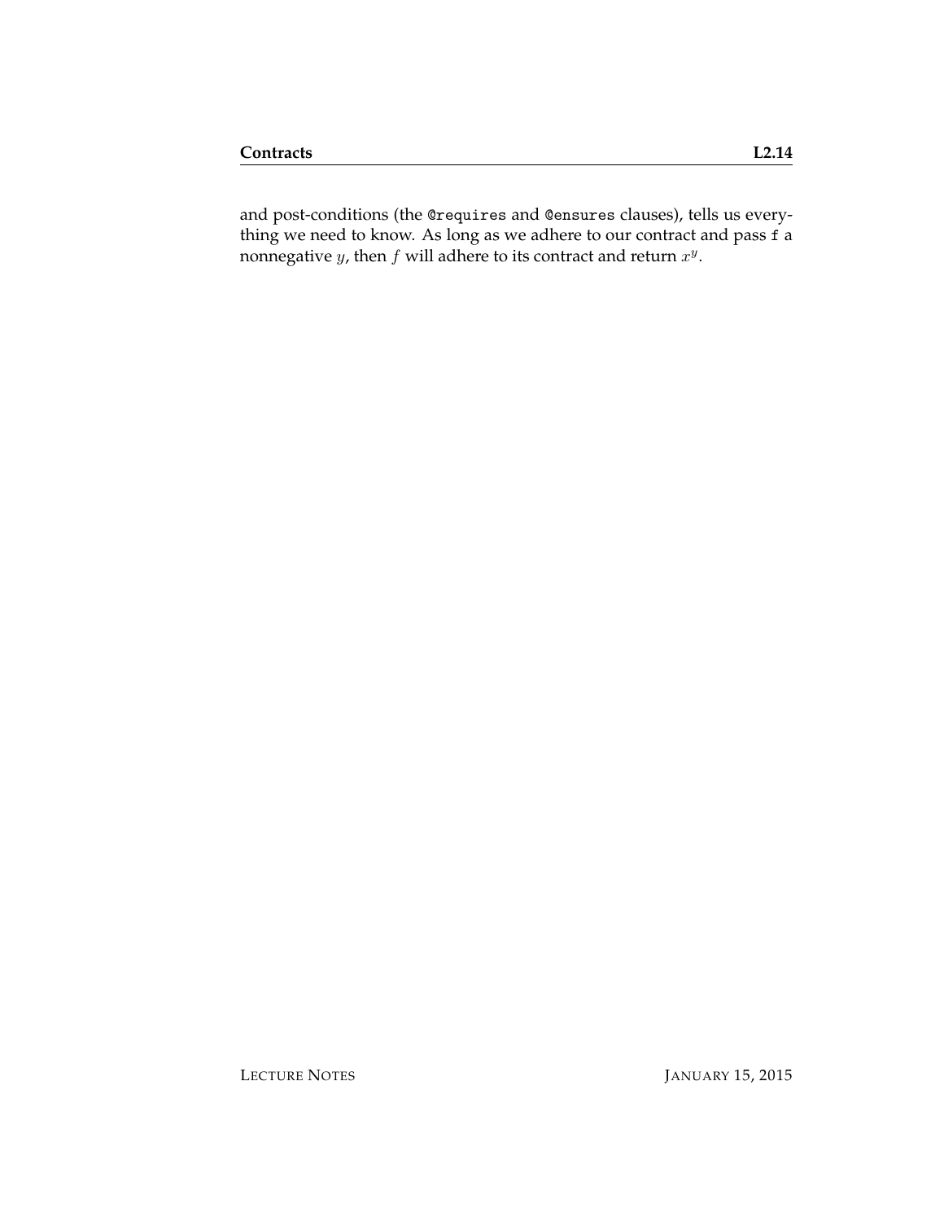and post-conditions (the `@requires` and `@ensures` clauses), tells us everything we need to know. As long as we adhere to our contract and pass `f` a nonnegative $y$, then $f$ will adhere to its contract and return $x^y$.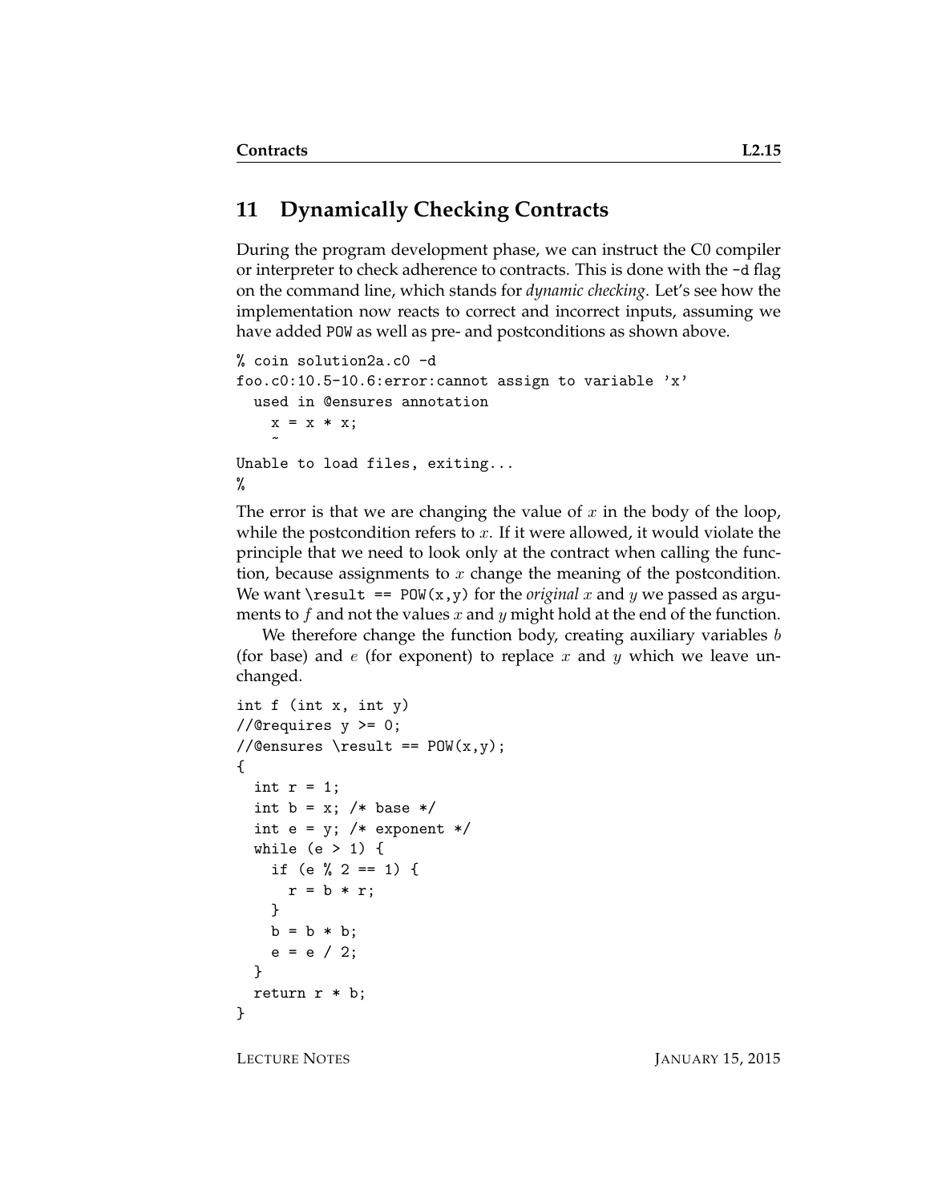## 11 Dynamically Checking Contracts

During the program development phase, we can instruct the C0 compiler or interpreter to check adherence to contracts. This is done with the `-d` flag on the command line, which stands for *dynamic checking*. Let's see how the implementation now reacts to correct and incorrect inputs, assuming we have added `POW` as well as pre- and postconditions as shown above.

```
% coin solution2a.c0 -d
foo.c0:10.5-10.6:error:cannot assign to variable 'x'
  used in @ensures annotation
    x = x * x;
    ~
Unable to load files, exiting...
%
```

The error is that we are changing the value of $x$ in the body of the loop, while the postcondition refers to $x$. If it were allowed, it would violate the principle that we need to look only at the contract when calling the function, because assignments to $x$ change the meaning of the postcondition. We want `\result == POW(x,y)` for the *original* $x$ and $y$ we passed as arguments to $f$ and not the values $x$ and $y$ might hold at the end of the function.

We therefore change the function body, creating auxiliary variables $b$ (for base) and $e$ (for exponent) to replace $x$ and $y$ which we leave unchanged.

```
int f (int x, int y)
//@requires y >= 0;
//@ensures \result == POW(x,y);
{
  int r = 1;
  int b = x; /* base */
  int e = y; /* exponent */
  while (e > 1) {
    if (e % 2 == 1) {
      r = b * r;
    }
    b = b * b;
    e = e / 2;
  }
  return r * b;
}
```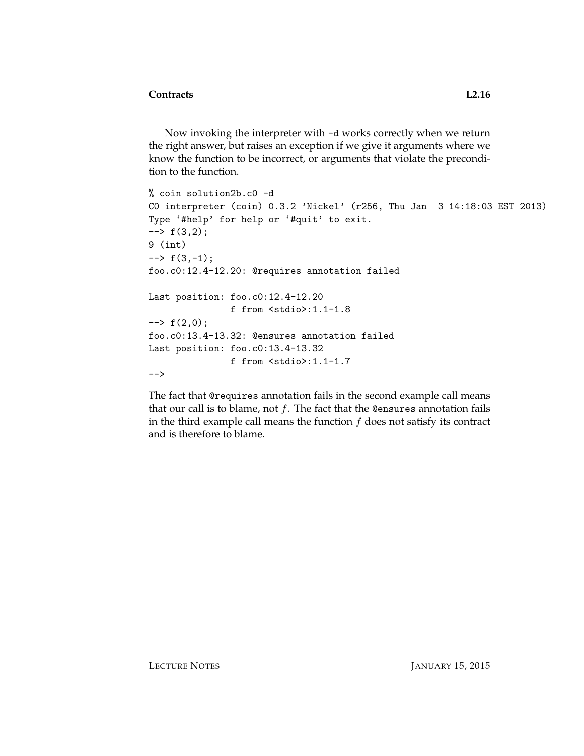Now invoking the interpreter with `-d` works correctly when we return the right answer, but raises an exception if we give it arguments where we know the function to be incorrect, or arguments that violate the precondition to the function.

```
% coin solution2b.c0 -d
C0 interpreter (coin) 0.3.2 'Nickel' (r256, Thu Jan  3 14:18:03 EST 2013)
Type '#help' for help or '#quit' to exit.
--> f(3,2);
9 (int)
--> f(3,-1);
foo.c0:12.4-12.20: @requires annotation failed

Last position: foo.c0:12.4-12.20
               f from <stdio>:1.1-1.8
--> f(2,0);
foo.c0:13.4-13.32: @ensures annotation failed
Last position: foo.c0:13.4-13.32
               f from <stdio>:1.1-1.7
-->
```

The fact that `@requires` annotation fails in the second example call means that our call is to blame, not $f$. The fact that the `@ensures` annotation fails in the third example call means the function $f$ does not satisfy its contract and is therefore to blame.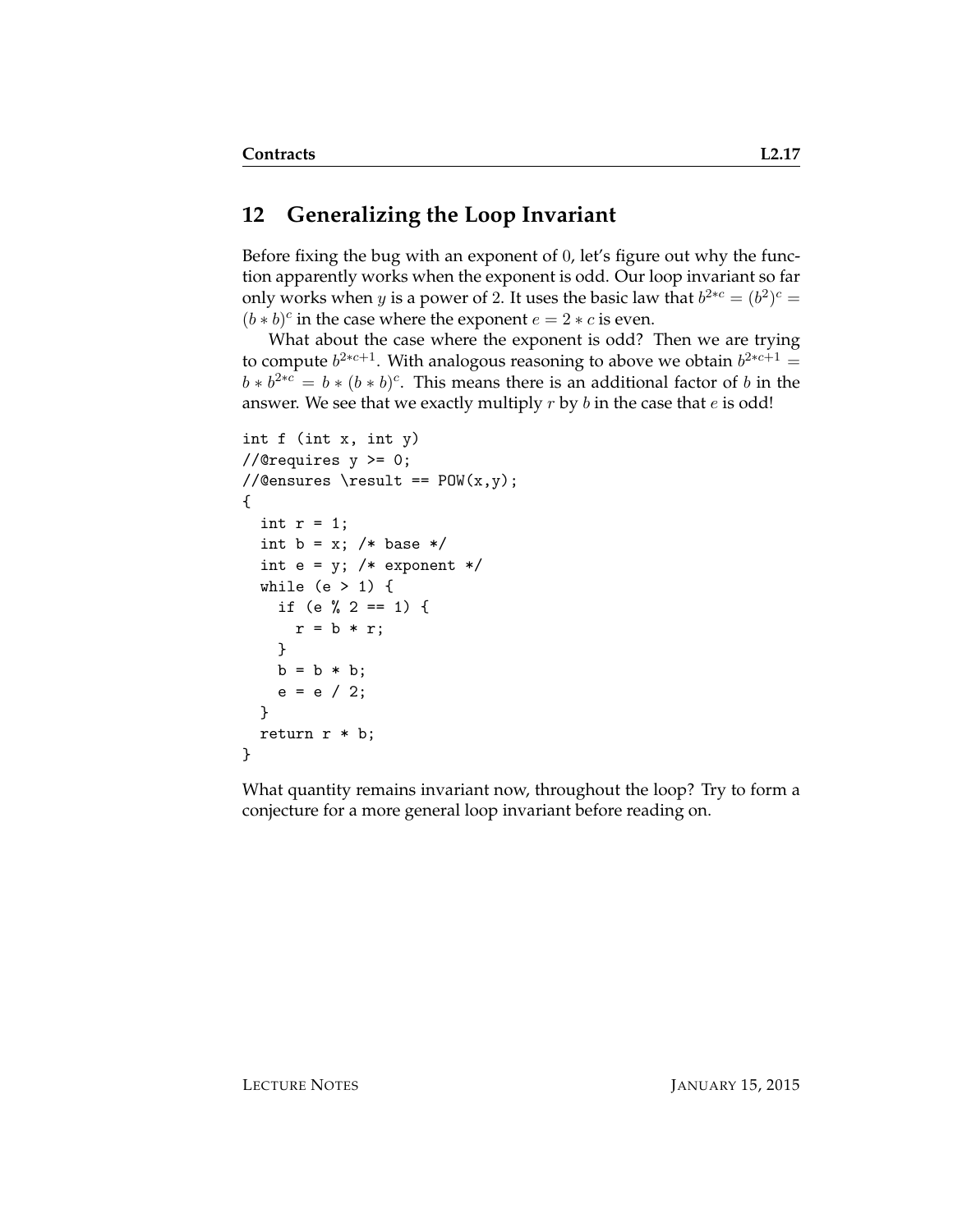## 12 Generalizing the Loop Invariant

Before fixing the bug with an exponent of $0$, let's figure out why the function apparently works when the exponent is odd. Our loop invariant so far only works when $y$ is a power of $2$. It uses the basic law that $b^{2*c} = (b^2)^c = (b*b)^c$ in the case where the exponent $e = 2*c$ is even.

What about the case where the exponent is odd? Then we are trying to compute $b^{2*c+1}$. With analogous reasoning to above we obtain $b^{2*c+1} = b * b^{2*c} = b * (b*b)^c$. This means there is an additional factor of $b$ in the answer. We see that we exactly multiply $r$ by $b$ in the case that $e$ is odd!

```
int f (int x, int y)
//@requires y >= 0;
//@ensures \result == POW(x,y);
{
  int r = 1;
  int b = x; /* base */
  int e = y; /* exponent */
  while (e > 1) {
    if (e % 2 == 1) {
      r = b * r;
    }
    b = b * b;
    e = e / 2;
  }
  return r * b;
}
```

What quantity remains invariant now, throughout the loop? Try to form a conjecture for a more general loop invariant before reading on.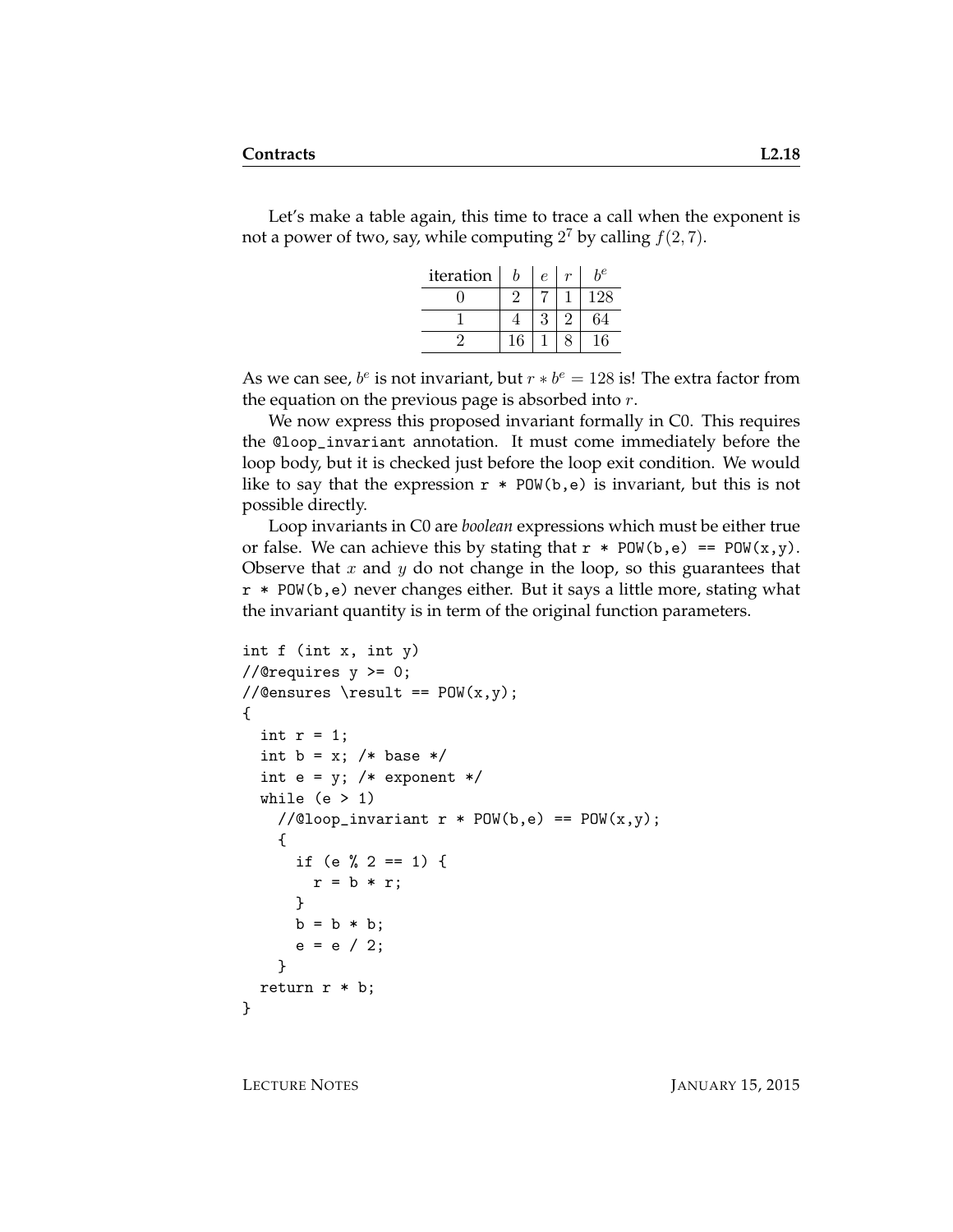Let's make a table again, this time to trace a call when the exponent is not a power of two, say, while computing $2^7$ by calling $f(2, 7)$.

| iteration | $b$ | $e$ | $r$ | $b^e$ |
|---|---|---|---|---|
| 0 | 2 | 7 | 1 | 128 |
| 1 | 4 | 3 | 2 | 64 |
| 2 | 16 | 1 | 8 | 16 |

As we can see, $b^e$ is not invariant, but $r * b^e = 128$ is! The extra factor from the equation on the previous page is absorbed into $r$.

We now express this proposed invariant formally in C0. This requires the `@loop_invariant` annotation. It must come immediately before the loop body, but it is checked just before the loop exit condition. We would like to say that the expression `r * POW(b,e)` is invariant, but this is not possible directly.

Loop invariants in C0 are *boolean* expressions which must be either true or false. We can achieve this by stating that `r * POW(b,e) == POW(x,y)`. Observe that $x$ and $y$ do not change in the loop, so this guarantees that `r * POW(b,e)` never changes either. But it says a little more, stating what the invariant quantity is in term of the original function parameters.

```
int f (int x, int y)
//@requires y >= 0;
//@ensures \result == POW(x,y);
{
  int r = 1;
  int b = x; /* base */
  int e = y; /* exponent */
  while (e > 1)
    //@loop_invariant r * POW(b,e) == POW(x,y);
    {
      if (e % 2 == 1) {
        r = b * r;
      }
      b = b * b;
      e = e / 2;
    }
  return r * b;
}
```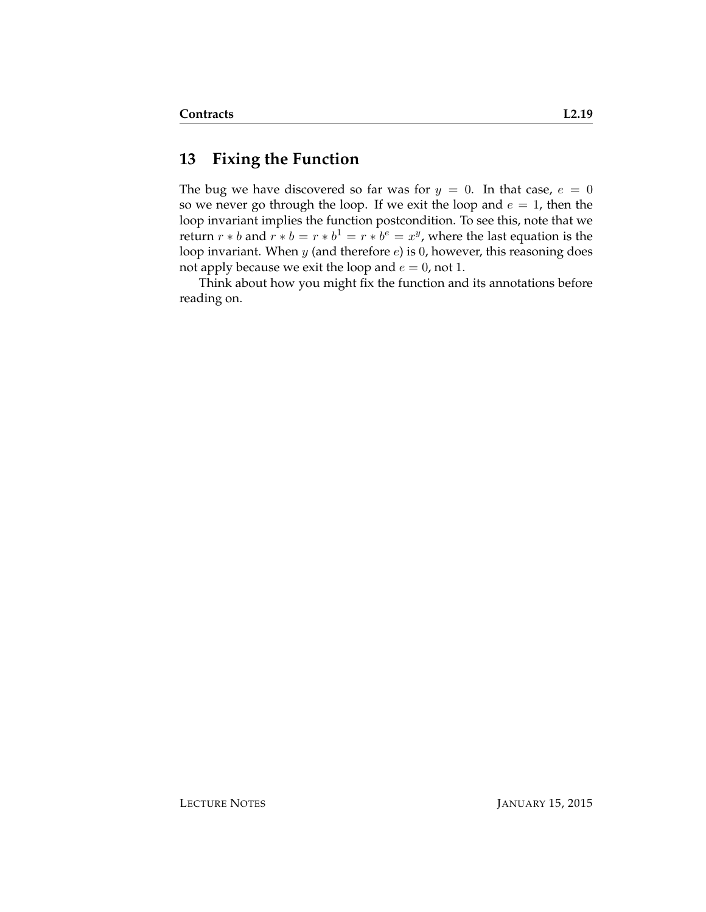## 13 Fixing the Function

The bug we have discovered so far was for $y = 0$. In that case, $e = 0$ so we never go through the loop. If we exit the loop and $e = 1$, then the loop invariant implies the function postcondition. To see this, note that we return $r * b$ and $r * b = r * b^1 = r * b^e = x^y$, where the last equation is the loop invariant. When $y$ (and therefore $e$) is $0$, however, this reasoning does not apply because we exit the loop and $e = 0$, not $1$.

Think about how you might fix the function and its annotations before reading on.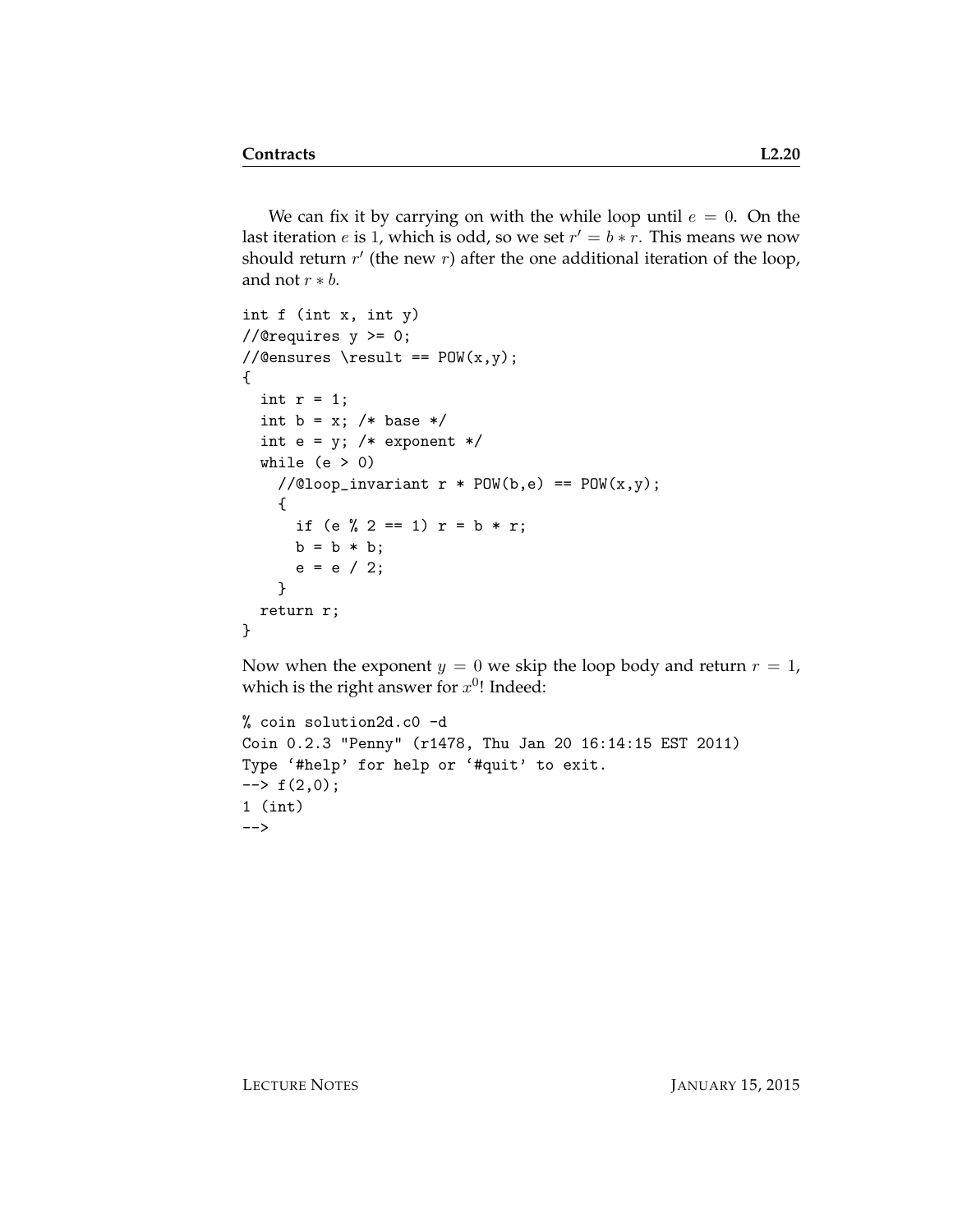We can fix it by carrying on with the while loop until $e = 0$. On the last iteration $e$ is 1, which is odd, so we set $r' = b * r$. This means we now should return $r'$ (the new $r$) after the one additional iteration of the loop, and not $r * b$.

```
int f (int x, int y)
//@requires y >= 0;
//@ensures \result == POW(x,y);
{
  int r = 1;
  int b = x; /* base */
  int e = y; /* exponent */
  while (e > 0)
    //@loop_invariant r * POW(b,e) == POW(x,y);
    {
      if (e % 2 == 1) r = b * r;
      b = b * b;
      e = e / 2;
    }
  return r;
}
```

Now when the exponent $y = 0$ we skip the loop body and return $r = 1$, which is the right answer for $x^0$! Indeed:

```
% coin solution2d.c0 -d
Coin 0.2.3 "Penny" (r1478, Thu Jan 20 16:14:15 EST 2011)
Type `#help' for help or `#quit' to exit.
--> f(2,0);
1 (int)
-->
```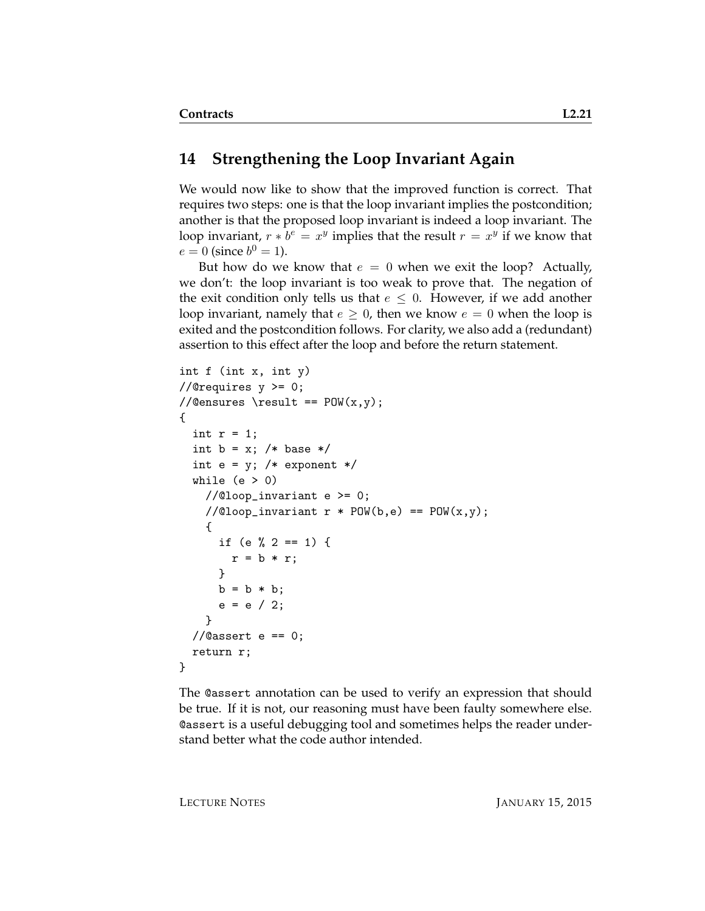## 14 Strengthening the Loop Invariant Again

We would now like to show that the improved function is correct. That requires two steps: one is that the loop invariant implies the postcondition; another is that the proposed loop invariant is indeed a loop invariant. The loop invariant, $r * b^e = x^y$ implies that the result $r = x^y$ if we know that $e = 0$ (since $b^0 = 1$).

But how do we know that $e = 0$ when we exit the loop? Actually, we don't: the loop invariant is too weak to prove that. The negation of the exit condition only tells us that $e \leq 0$. However, if we add another loop invariant, namely that $e \geq 0$, then we know $e = 0$ when the loop is exited and the postcondition follows. For clarity, we also add a (redundant) assertion to this effect after the loop and before the return statement.

```
int f (int x, int y)
//@requires y >= 0;
//@ensures \result == POW(x,y);
{
  int r = 1;
  int b = x; /* base */
  int e = y; /* exponent */
  while (e > 0)
    //@loop_invariant e >= 0;
    //@loop_invariant r * POW(b,e) == POW(x,y);
    {
      if (e % 2 == 1) {
        r = b * r;
      }
      b = b * b;
      e = e / 2;
    }
  //@assert e == 0;
  return r;
}
```

The `@assert` annotation can be used to verify an expression that should be true. If it is not, our reasoning must have been faulty somewhere else. `@assert` is a useful debugging tool and sometimes helps the reader understand better what the code author intended.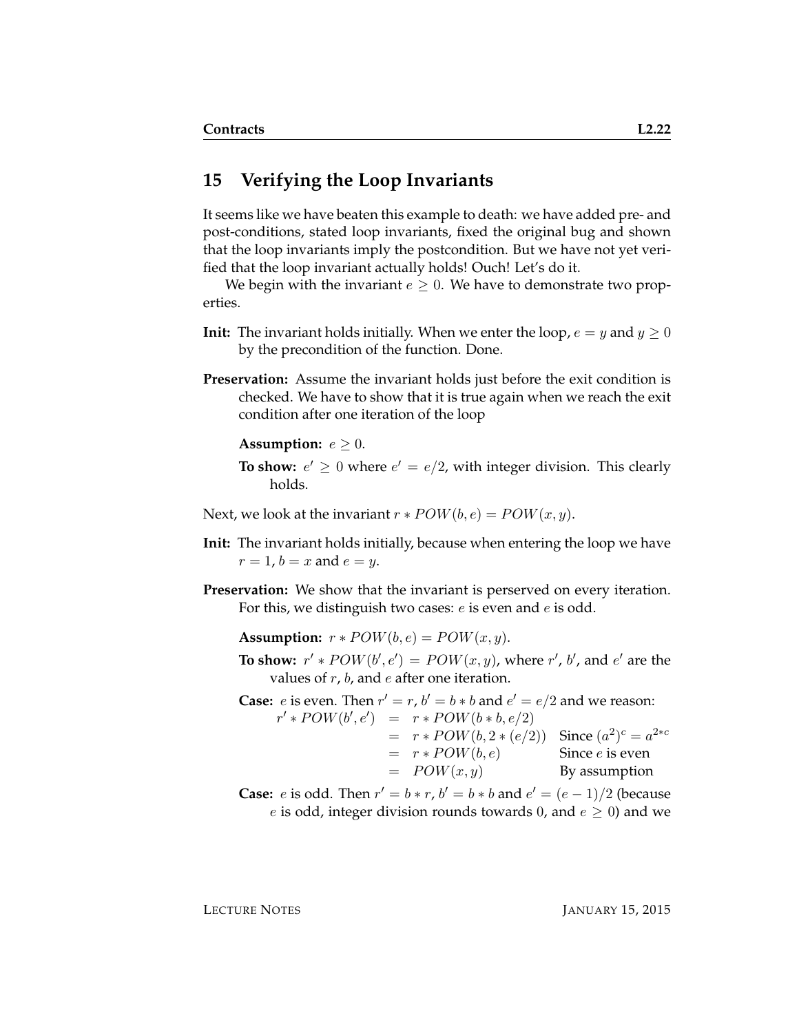## 15 Verifying the Loop Invariants

It seems like we have beaten this example to death: we have added pre- and post-conditions, stated loop invariants, fixed the original bug and shown that the loop invariants imply the postcondition. But we have not yet verified that the loop invariant actually holds! Ouch! Let's do it.

We begin with the invariant $e \geq 0$. We have to demonstrate two properties.

**Init:** The invariant holds initially. When we enter the loop, $e = y$ and $y \geq 0$ by the precondition of the function. Done.

**Preservation:** Assume the invariant holds just before the exit condition is checked. We have to show that it is true again when we reach the exit condition after one iteration of the loop

> **Assumption:** $e \geq 0$.
>
> **To show:** $e' \geq 0$ where $e' = e/2$, with integer division. This clearly holds.

Next, we look at the invariant $r * POW(b, e) = POW(x, y)$.

**Init:** The invariant holds initially, because when entering the loop we have $r = 1$, $b = x$ and $e = y$.

**Preservation:** We show that the invariant is perserved on every iteration. For this, we distinguish two cases: $e$ is even and $e$ is odd.

> **Assumption:** $r * POW(b, e) = POW(x, y)$.
>
> **To show:** $r' * POW(b', e') = POW(x, y)$, where $r'$, $b'$, and $e'$ are the values of $r$, $b$, and $e$ after one iteration.
>
> **Case:** $e$ is even. Then $r' = r$, $b' = b * b$ and $e' = e/2$ and we reason:
>
> $$\begin{array}{rcll} r' * POW(b', e') & = & r * POW(b * b, e/2) & \\ & = & r * POW(b, 2 * (e/2)) & \text{Since } (a^2)^c = a^{2*c} \\ & = & r * POW(b, e) & \text{Since } e \text{ is even} \\ & = & POW(x, y) & \text{By assumption} \end{array}$$
>
> **Case:** $e$ is odd. Then $r' = b * r$, $b' = b * b$ and $e' = (e - 1)/2$ (because $e$ is odd, integer division rounds towards 0, and $e \geq 0$) and we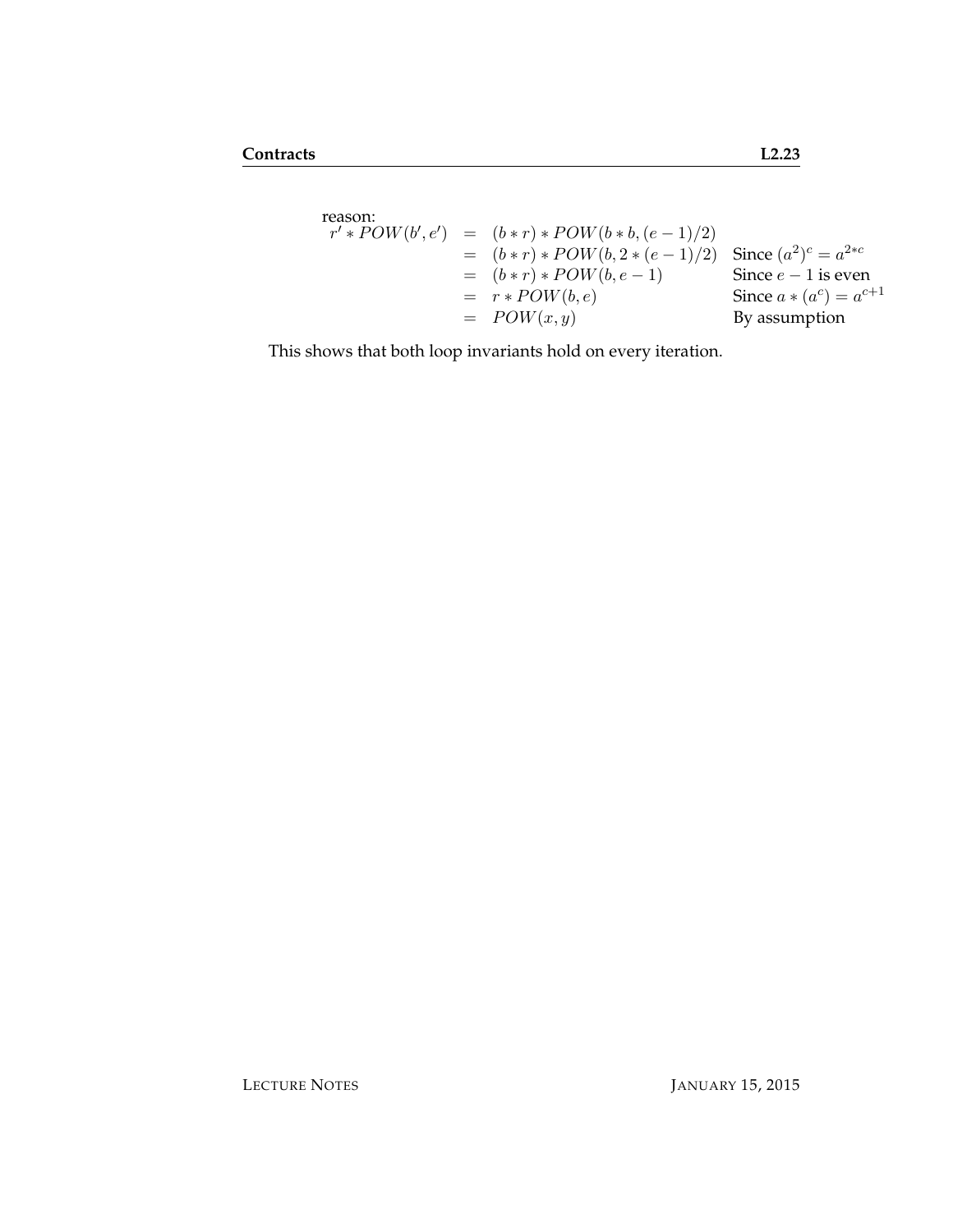reason:

$$
\begin{array}{rcll}
r' * POW(b', e') & = & (b * r) * POW(b * b, (e-1)/2) & \\
& = & (b * r) * POW(b, 2 * (e-1)/2) & \text{Since } (a^2)^c = a^{2*c} \\
& = & (b * r) * POW(b, e-1) & \text{Since } e-1 \text{ is even} \\
& = & r * POW(b, e) & \text{Since } a * (a^c) = a^{c+1} \\
& = & POW(x, y) & \text{By assumption}
\end{array}
$$

This shows that both loop invariants hold on every iteration.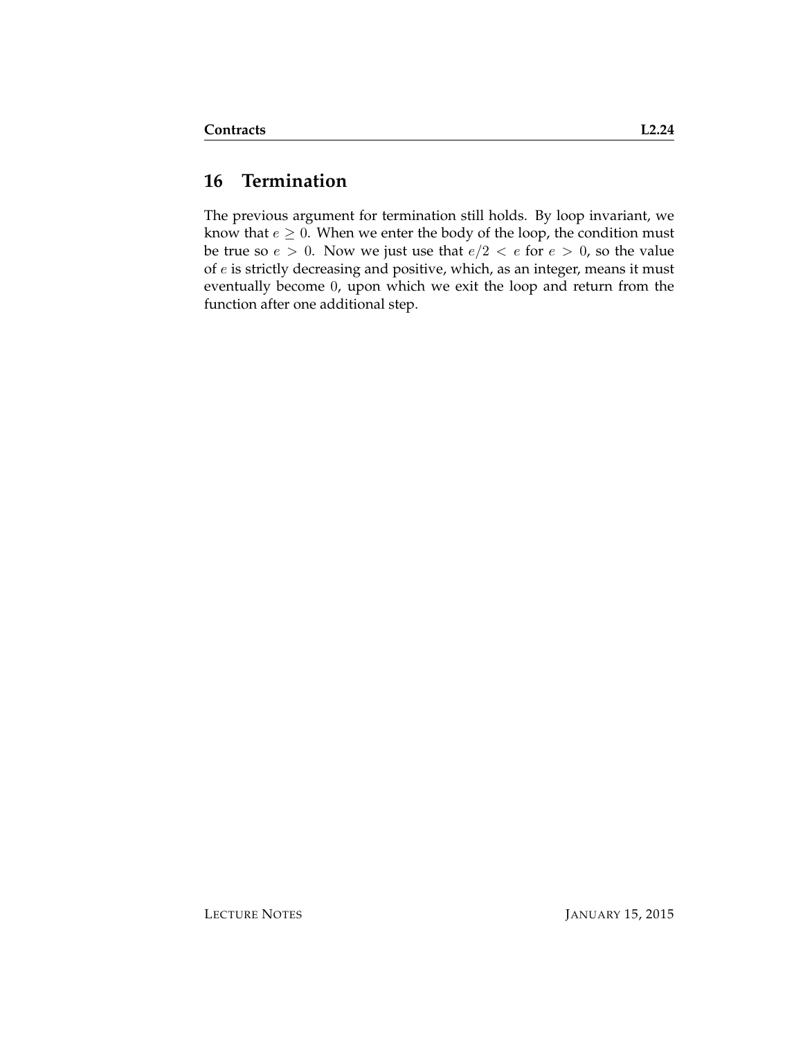## 16 Termination

The previous argument for termination still holds. By loop invariant, we know that $e \geq 0$. When we enter the body of the loop, the condition must be true so $e > 0$. Now we just use that $e/2 < e$ for $e > 0$, so the value of $e$ is strictly decreasing and positive, which, as an integer, means it must eventually become $0$, upon which we exit the loop and return from the function after one additional step.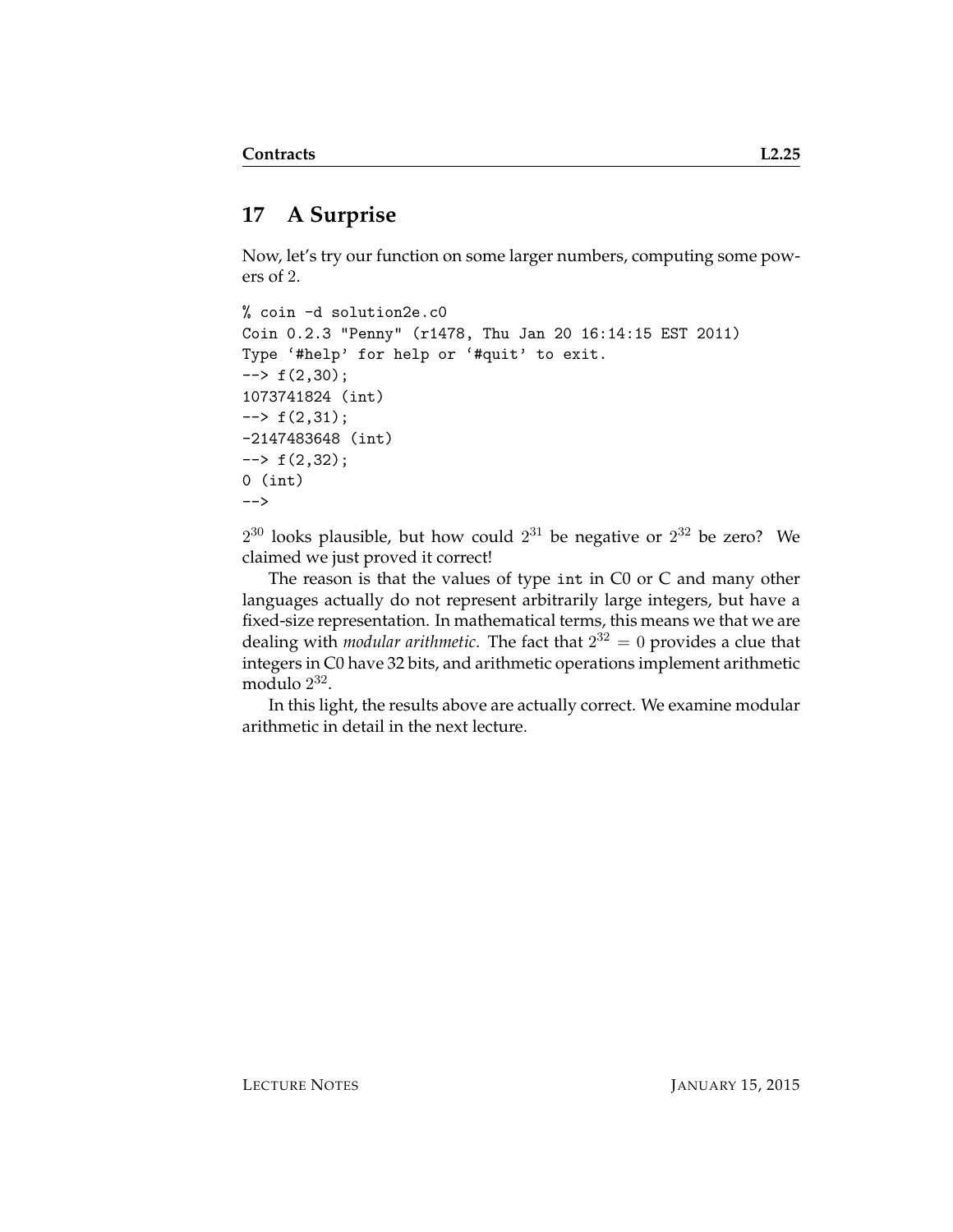## 17 A Surprise

Now, let's try our function on some larger numbers, computing some powers of 2.

```
% coin -d solution2e.c0
Coin 0.2.3 "Penny" (r1478, Thu Jan 20 16:14:15 EST 2011)
Type '#help' for help or '#quit' to exit.
--> f(2,30);
1073741824 (int)
--> f(2,31);
-2147483648 (int)
--> f(2,32);
0 (int)
-->
```

$2^{30}$ looks plausible, but how could $2^{31}$ be negative or $2^{32}$ be zero? We claimed we just proved it correct!

The reason is that the values of type `int` in C0 or C and many other languages actually do not represent arbitrarily large integers, but have a fixed-size representation. In mathematical terms, this means we that we are dealing with *modular arithmetic*. The fact that $2^{32} = 0$ provides a clue that integers in C0 have 32 bits, and arithmetic operations implement arithmetic modulo $2^{32}$.

In this light, the results above are actually correct. We examine modular arithmetic in detail in the next lecture.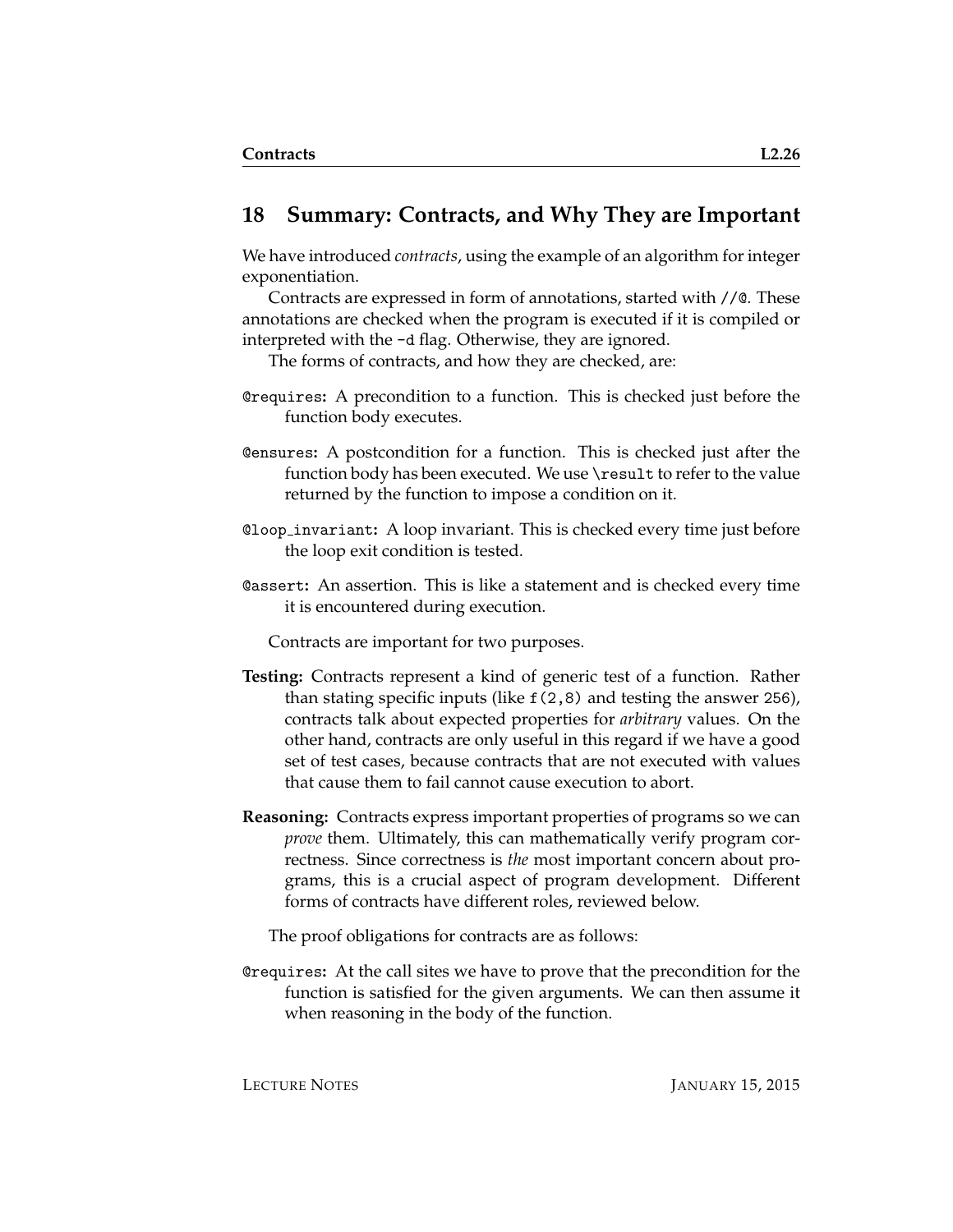## 18 Summary: Contracts, and Why They are Important

We have introduced *contracts*, using the example of an algorithm for integer exponentiation.

Contracts are expressed in form of annotations, started with `//@`. These annotations are checked when the program is executed if it is compiled or interpreted with the `-d` flag. Otherwise, they are ignored.

The forms of contracts, and how they are checked, are:

**`@requires`:** A precondition to a function. This is checked just before the function body executes.

**`@ensures`:** A postcondition for a function. This is checked just after the function body has been executed. We use `\result` to refer to the value returned by the function to impose a condition on it.

**`@loop_invariant`:** A loop invariant. This is checked every time just before the loop exit condition is tested.

**`@assert`:** An assertion. This is like a statement and is checked every time it is encountered during execution.

Contracts are important for two purposes.

**Testing:** Contracts represent a kind of generic test of a function. Rather than stating specific inputs (like `f(2,8)` and testing the answer `256`), contracts talk about expected properties for *arbitrary* values. On the other hand, contracts are only useful in this regard if we have a good set of test cases, because contracts that are not executed with values that cause them to fail cannot cause execution to abort.

**Reasoning:** Contracts express important properties of programs so we can *prove* them. Ultimately, this can mathematically verify program correctness. Since correctness is *the* most important concern about programs, this is a crucial aspect of program development. Different forms of contracts have different roles, reviewed below.

The proof obligations for contracts are as follows:

**`@requires`:** At the call sites we have to prove that the precondition for the function is satisfied for the given arguments. We can then assume it when reasoning in the body of the function.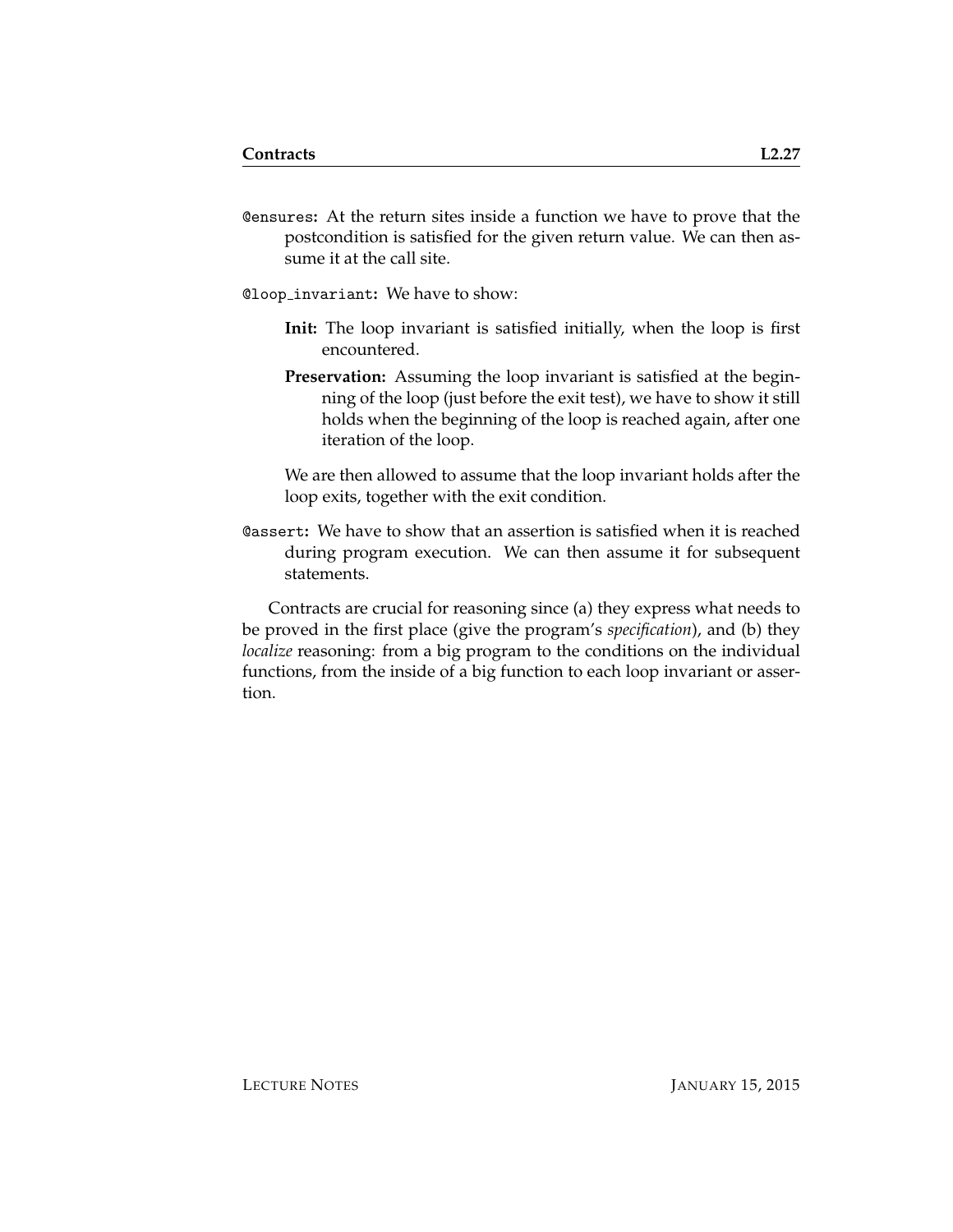`@ensures`**:** At the return sites inside a function we have to prove that the postcondition is satisfied for the given return value. We can then assume it at the call site.

`@loop_invariant`**:** We have to show:

- **Init:** The loop invariant is satisfied initially, when the loop is first encountered.
- **Preservation:** Assuming the loop invariant is satisfied at the beginning of the loop (just before the exit test), we have to show it still holds when the beginning of the loop is reached again, after one iteration of the loop.

We are then allowed to assume that the loop invariant holds after the loop exits, together with the exit condition.

`@assert`**:** We have to show that an assertion is satisfied when it is reached during program execution. We can then assume it for subsequent statements.

Contracts are crucial for reasoning since (a) they express what needs to be proved in the first place (give the program's *specification*), and (b) they *localize* reasoning: from a big program to the conditions on the individual functions, from the inside of a big function to each loop invariant or assertion.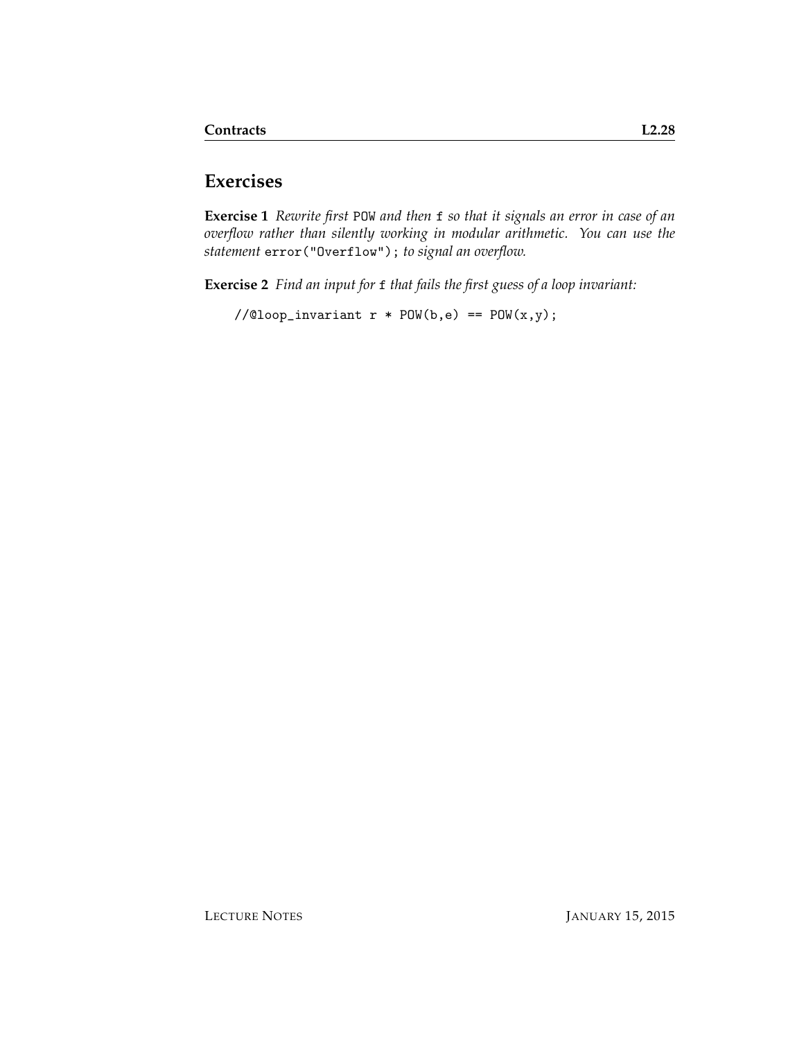## Exercises

**Exercise 1** *Rewrite first* `POW` *and then* `f` *so that it signals an error in case of an overflow rather than silently working in modular arithmetic. You can use the statement* `error("Overflow");` *to signal an overflow.*

**Exercise 2** *Find an input for* `f` *that fails the first guess of a loop invariant:*

```
//@loop_invariant r * POW(b,e) == POW(x,y);
```